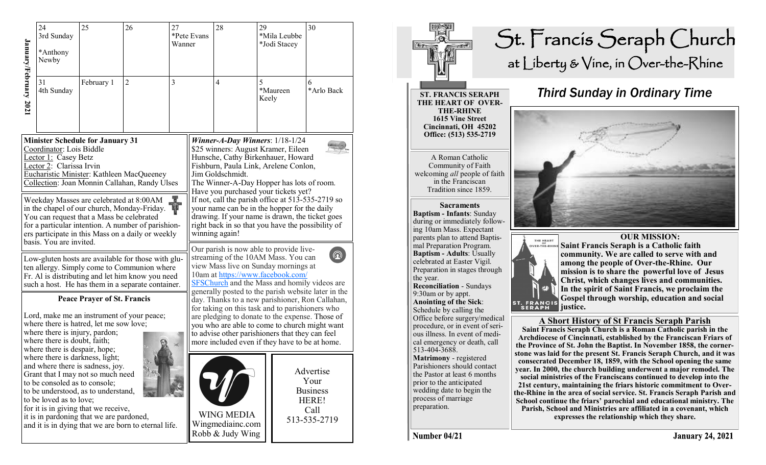## January/February 2021

| 24 | 25 | 26 | 27 | 28 | 29 | 30 |
|---|---|---|---|---|---|---|
| 3rd Sunday *Anthony Newby | | | *Pete Evans Wanner | | *Mila Leubbe *Jodi Stacey | |
| **31** | **February 1** | **2** | **3** | **4** | **5** | **6** |
| 4th Sunday | | | | | *Maureen Keely | *Arlo Back |

**Minister Schedule for January 31**
Coordinator: Lois Biddle
Lector 1: Casey Betz
Lector 2: Clarissa Irvin
Eucharistic Minister: Kathleen MacQueeney
Collection: Joan Monnin Callahan, Randy Ulses

Weekday Masses are celebrated at 8:00AM in the chapel of our church, Monday-Friday. You can request that a Mass be celebrated for a particular intention. A number of parishioners participate in this Mass on a daily or weekly basis. You are invited.

Low-gluten hosts are available for those with gluten allergy. Simply come to Communion where Fr. Al is distributing and let him know you need such a host. He has them in a separate container.

### Peace Prayer of St. Francis

Lord, make me an instrument of your peace;
where there is hatred, let me sow love;
where there is injury, pardon;
where there is doubt, faith;
where there is despair, hope;
where there is darkness, light;
and where there is sadness, joy.
Grant that I may not so much need
to be consoled as to console;
to be understood, as to understand,
to be loved as to love;
for it is in giving that we receive,
it is in pardoning that we are pardoned,
and it is in dying that we are born to eternal life.

***Winner-A-Day Winners***: 1/18-1/24
$25 winners: August Kramer, Eileen Hunsche, Cathy Birkenhauer, Howard Fishburn, Paula Link, Arelene Conlon, Jim Goldschmidt.
The Winner-A-Day Hopper has lots of room. Have you purchased your tickets yet? If not, call the parish office at 513-535-2719 so your name can be in the hopper for the daily drawing. If your name is drawn, the ticket goes right back in so that you have the possibility of winning again!

Our parish is now able to provide live-streaming of the 10AM Mass. You can view Mass live on Sunday mornings at 10am at https://www.facebook.com/SFSChurch and the Mass and homily videos are generally posted to the parish website later in the day. Thanks to a new parishioner, Ron Callahan, for taking on this task and to parishioners who are pledging to donate to the expense. Those of you who are able to come to church might want to advise other parishioners that they can feel more included even if they have to be at home.

WING MEDIA
Wingmediainc.com
Robb & Judy Wing

Advertise Your Business HERE! Call 513-535-2719

# St. Francis Seraph Church
## at Liberty & Vine, in Over-the-Rhine

## *Third Sunday in Ordinary Time*

**ST. FRANCIS SERAPH THE HEART OF OVER-THE-RHINE**
**1615 Vine Street**
**Cincinnati, OH 45202**
**Office: (513) 535-2719**

A Roman Catholic Community of Faith welcoming *all* people of faith in the Franciscan Tradition since 1859.

**Sacraments**
**Baptism - Infants**: Sunday during or immediately following 10am Mass. Expectant parents plan to attend Baptismal Preparation Program.
**Baptism - Adults**: Usually celebrated at Easter Vigil. Preparation in stages through the year.
**Reconciliation** - Sundays 9:30am or by appt.
**Anointing of the Sick**: Schedule by calling the Office before surgery/medical procedure, or in event of serious illness. In event of medical emergency or death, call 513-404-3688.
**Matrimony** - registered Parishioners should contact the Pastor at least 6 months prior to the anticipated wedding date to begin the process of marriage preparation.

**OUR MISSION:**
**Saint Francis Seraph is a Catholic faith community. We are called to serve with and among the people of Over-the-Rhine. Our mission is to share the powerful love of Jesus Christ, which changes lives and communities. In the spirit of Saint Francis, we proclaim the Gospel through worship, education and social justice.**

### A Short History of St Francis Seraph Parish

**Saint Francis Seraph Church is a Roman Catholic parish in the Archdiocese of Cincinnati, established by the Franciscan Friars of the Province of St. John the Baptist. In November 1858, the cornerstone was laid for the present St. Francis Seraph Church, and it was consecrated December 18, 1859, with the School opening the same year. In 2000, the church building underwent a major remodel. The social ministries of the Franciscans continued to develop into the 21st century, maintaining the friars historic commitment to Over-the-Rhine in the area of social service. St. Francis Seraph Parish and School continue the friars' parochial and educational ministry. The Parish, School and Ministries are affiliated in a covenant, which expresses the relationship which they share.**

Number 04/21 — January 24, 2021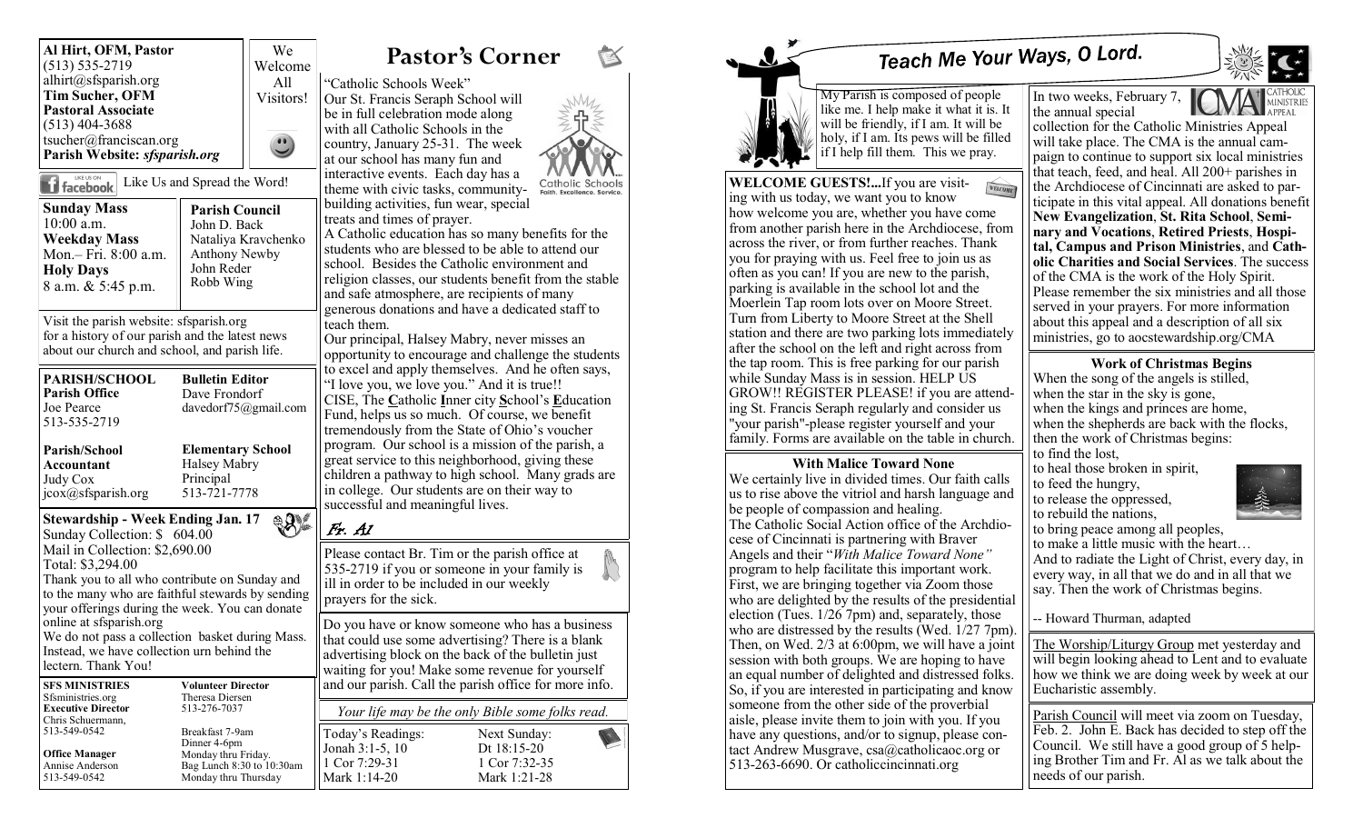**Al Hirt, OFM, Pastor**
(513) 535-2719
alhirt@sfsparish.org
**Tim Sucher, OFM**
**Pastoral Associate**
(513) 404-3688
tsucher@franciscan.org
**Parish Website:** ***sfsparish.org***

We Welcome All Visitors!

Like Us and Spread the Word!

**Sunday Mass**
10:00 a.m.
**Weekday Mass**
Mon.– Fri. 8:00 a.m.
**Holy Days**
8 a.m. & 5:45 p.m.

**Parish Council**
John D. Back
Nataliya Kravchenko
Anthony Newby
John Reder
Robb Wing

Visit the parish website: sfsparish.org for a history of our parish and the latest news about our church and school, and parish life.

**PARISH/SCHOOL**
**Parish Office**
Joe Pearce
513-535-2719

**Bulletin Editor**
Dave Frondorf
davedorf75@gmail.com

**Parish/School Accountant**
Judy Cox
jcox@sfsparish.org

**Elementary School**
Halsey Mabry
Principal
513-721-7778

**Stewardship - Week Ending Jan. 17**
Sunday Collection: $ 604.00
Mail in Collection: $2,690.00
Total: $3,294.00
Thank you to all who contribute on Sunday and to the many who are faithful stewards by sending your offerings during the week. You can donate online at sfsparish.org
We do not pass a collection basket during Mass. Instead, we have collection urn behind the lectern. Thank You!

**SFS MINISTRIES**
Sfsministries.org
**Executive Director**
Chris Schuermann,
513-549-0542

**Office Manager**
Annise Anderson
513-549-0542

**Volunteer Director**
Theresa Diersen
513-276-7037

Breakfast 7-9am
Dinner 4-6pm
Monday thru Friday.
Bag Lunch 8:30 to 10:30am
Monday thru Thursday

# Pastor's Corner

"Catholic Schools Week"
Our St. Francis Seraph School will be in full celebration mode along with all Catholic Schools in the country, January 25-31. The week at our school has many fun and interactive events. Each day has a theme with civic tasks, community-building activities, fun wear, special treats and times of prayer.

Catholic Schools
Faith. Excellence. Service.

A Catholic education has so many benefits for the students who are blessed to be able to attend our school. Besides the Catholic environment and religion classes, our students benefit from the stable and safe atmosphere, are recipients of many generous donations and have a dedicated staff to teach them.
Our principal, Halsey Mabry, never misses an opportunity to encourage and challenge the students to excel and apply themselves. And he often says, "I love you, we love you." And it is true!!
CISE, The **C**atholic **I**nner city **S**chool's **E**ducation Fund, helps us so much. Of course, we benefit tremendously from the State of Ohio's voucher program. Our school is a mission of the parish, a great service to this neighborhood, giving these children a pathway to high school. Many grads are in college. Our students are on their way to successful and meaningful lives.

*Fr. Al*

Please contact Br. Tim or the parish office at 535-2719 if you or someone in your family is ill in order to be included in our weekly prayers for the sick.

Do you have or know someone who has a business that could use some advertising? There is a blank advertising block on the back of the bulletin just waiting for you! Make some revenue for yourself and our parish. Call the parish office for more info.

*Your life may be the only Bible some folks read.*

| Today's Readings: | Next Sunday: |
|---|---|
| Jonah 3:1-5, 10 | Dt 18:15-20 |
| 1 Cor 7:29-31 | 1 Cor 7:32-35 |
| Mark 1:14-20 | Mark 1:21-28 |

# Teach Me Your Ways, O Lord.

My Parish is composed of people like me. I help make it what it is. It will be friendly, if I am. It will be holy, if I am. Its pews will be filled if I help fill them. This we pray.

**WELCOME GUESTS!...**If you are visiting with us today, we want you to know how welcome you are, whether you have come from another parish here in the Archdiocese, from across the river, or from further reaches. Thank you for praying with us. Feel free to join us as often as you can! If you are new to the parish, parking is available in the school lot and the Moerlein Tap room lots over on Moore Street. Turn from Liberty to Moore Street at the Shell station and there are two parking lots immediately after the school on the left and right across from the tap room. This is free parking for our parish while Sunday Mass is in session. HELP US GROW!! REGISTER PLEASE! if you are attending St. Francis Seraph regularly and consider us "your parish"-please register yourself and your family. Forms are available on the table in church.

### With Malice Toward None

We certainly live in divided times. Our faith calls us to rise above the vitriol and harsh language and be people of compassion and healing.
The Catholic Social Action office of the Archdiocese of Cincinnati is partnering with Braver Angels and their "*With Malice Toward None"* program to help facilitate this important work. First, we are bringing together via Zoom those who are delighted by the results of the presidential election (Tues. 1/26 7pm) and, separately, those who are distressed by the results (Wed. 1/27 7pm). Then, on Wed. 2/3 at 6:00pm, we will have a joint session with both groups. We are hoping to have an equal number of delighted and distressed folks. So, if you are interested in participating and know someone from the other side of the proverbial aisle, please invite them to join with you. If you have any questions, and/or to signup, please contact Andrew Musgrave, csa@catholicaoc.org or 513-263-6690. Or catholiccincinnati.org

In two weeks, February 7, the annual special collection for the Catholic Ministries Appeal will take place. The CMA is the annual campaign to continue to support six local ministries that teach, feed, and heal. All 200+ parishes in the Archdiocese of Cincinnati are asked to participate in this vital appeal. All donations benefit **New Evangelization**, **St. Rita School**, **Seminary and Vocations**, **Retired Priests**, **Hospital, Campus and Prison Ministries**, and **Catholic Charities and Social Services**. The success of the CMA is the work of the Holy Spirit. Please remember the six ministries and all those served in your prayers. For more information about this appeal and a description of all six ministries, go to aocstewardship.org/CMA

### Work of Christmas Begins

When the song of the angels is stilled,
when the star in the sky is gone,
when the kings and princes are home,
when the shepherds are back with the flocks,
then the work of Christmas begins:
to find the lost,
to heal those broken in spirit,
to feed the hungry,
to release the oppressed,
to rebuild the nations,
to bring peace among all peoples,
to make a little music with the heart…
And to radiate the Light of Christ, every day, in every way, in all that we do and in all that we say. Then the work of Christmas begins.

-- Howard Thurman, adapted

The Worship/Liturgy Group met yesterday and will begin looking ahead to Lent and to evaluate how we think we are doing week by week at our Eucharistic assembly.

Parish Council will meet via zoom on Tuesday, Feb. 2. John E. Back has decided to step off the Council. We still have a good group of 5 helping Brother Tim and Fr. Al as we talk about the needs of our parish.